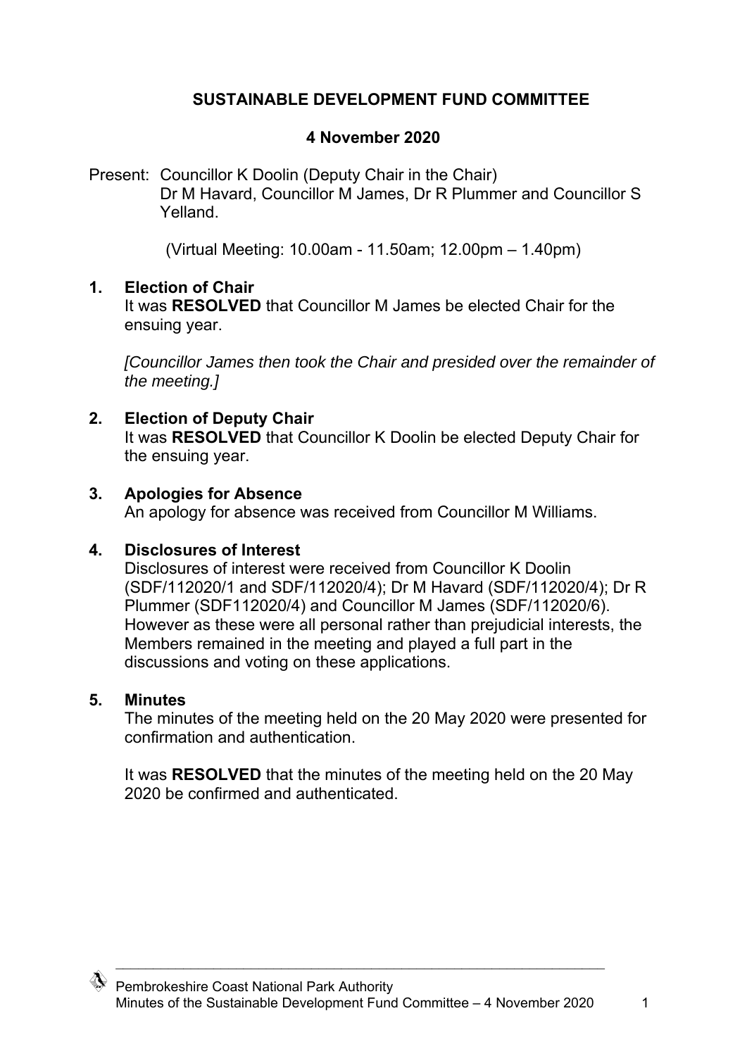# SUSTAINABLE DEVELOPMENT FUND COMMITTEE

## 4 November 2020

Present: Councillor K Doolin (Deputy Chair in the Chair)
Dr M Havard, Councillor M James, Dr R Plummer and Councillor S Yelland.

(Virtual Meeting: 10.00am - 11.50am; 12.00pm – 1.40pm)

### 1. Election of Chair

It was **RESOLVED** that Councillor M James be elected Chair for the ensuing year.

*[Councillor James then took the Chair and presided over the remainder of the meeting.]*

### 2. Election of Deputy Chair

It was **RESOLVED** that Councillor K Doolin be elected Deputy Chair for the ensuing year.

### 3. Apologies for Absence

An apology for absence was received from Councillor M Williams.

### 4. Disclosures of Interest

Disclosures of interest were received from Councillor K Doolin (SDF/112020/1 and SDF/112020/4); Dr M Havard (SDF/112020/4); Dr R Plummer (SDF112020/4) and Councillor M James (SDF/112020/6). However as these were all personal rather than prejudicial interests, the Members remained in the meeting and played a full part in the discussions and voting on these applications.

### 5. Minutes

The minutes of the meeting held on the 20 May 2020 were presented for confirmation and authentication.

It was **RESOLVED** that the minutes of the meeting held on the 20 May 2020 be confirmed and authenticated.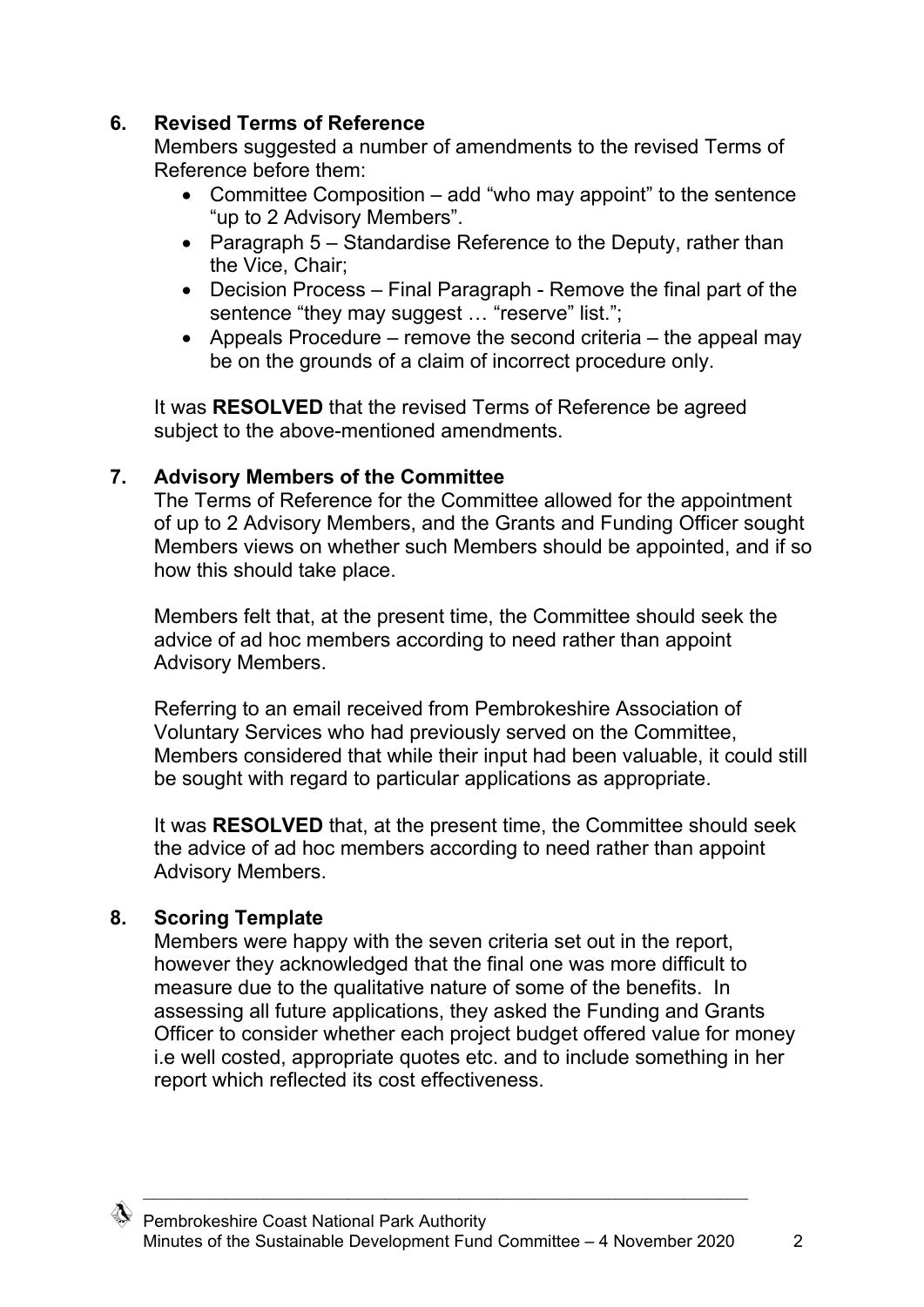## 6. Revised Terms of Reference

Members suggested a number of amendments to the revised Terms of Reference before them:

- Committee Composition – add "who may appoint" to the sentence "up to 2 Advisory Members".
- Paragraph 5 – Standardise Reference to the Deputy, rather than the Vice, Chair;
- Decision Process – Final Paragraph - Remove the final part of the sentence "they may suggest … "reserve" list.";
- Appeals Procedure – remove the second criteria – the appeal may be on the grounds of a claim of incorrect procedure only.

It was **RESOLVED** that the revised Terms of Reference be agreed subject to the above-mentioned amendments.

## 7. Advisory Members of the Committee

The Terms of Reference for the Committee allowed for the appointment of up to 2 Advisory Members, and the Grants and Funding Officer sought Members views on whether such Members should be appointed, and if so how this should take place.

Members felt that, at the present time, the Committee should seek the advice of ad hoc members according to need rather than appoint Advisory Members.

Referring to an email received from Pembrokeshire Association of Voluntary Services who had previously served on the Committee, Members considered that while their input had been valuable, it could still be sought with regard to particular applications as appropriate.

It was **RESOLVED** that, at the present time, the Committee should seek the advice of ad hoc members according to need rather than appoint Advisory Members.

## 8. Scoring Template

Members were happy with the seven criteria set out in the report, however they acknowledged that the final one was more difficult to measure due to the qualitative nature of some of the benefits. In assessing all future applications, they asked the Funding and Grants Officer to consider whether each project budget offered value for money i.e well costed, appropriate quotes etc. and to include something in her report which reflected its cost effectiveness.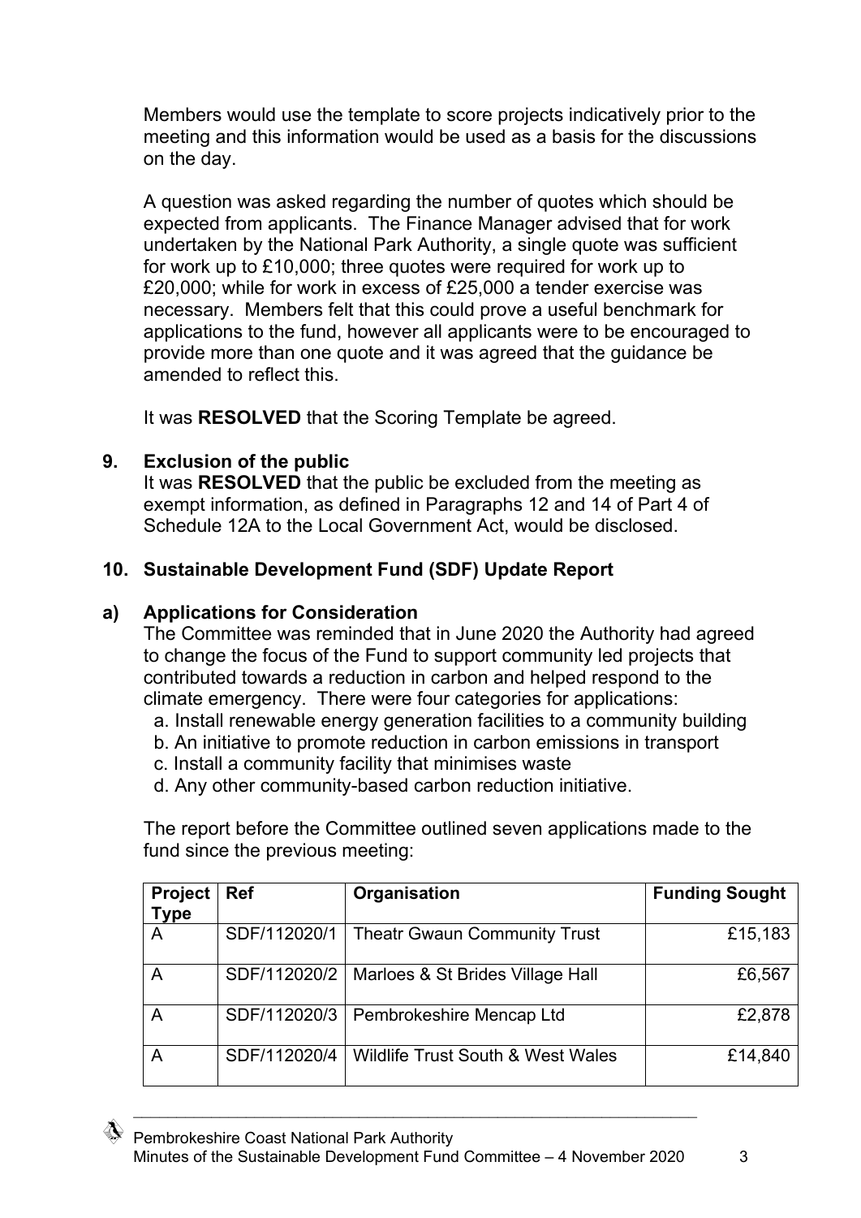Members would use the template to score projects indicatively prior to the meeting and this information would be used as a basis for the discussions on the day.

A question was asked regarding the number of quotes which should be expected from applicants. The Finance Manager advised that for work undertaken by the National Park Authority, a single quote was sufficient for work up to £10,000; three quotes were required for work up to £20,000; while for work in excess of £25,000 a tender exercise was necessary. Members felt that this could prove a useful benchmark for applications to the fund, however all applicants were to be encouraged to provide more than one quote and it was agreed that the guidance be amended to reflect this.

It was **RESOLVED** that the Scoring Template be agreed.

**9. Exclusion of the public**

It was **RESOLVED** that the public be excluded from the meeting as exempt information, as defined in Paragraphs 12 and 14 of Part 4 of Schedule 12A to the Local Government Act, would be disclosed.

**10. Sustainable Development Fund (SDF) Update Report**

**a) Applications for Consideration**

The Committee was reminded that in June 2020 the Authority had agreed to change the focus of the Fund to support community led projects that contributed towards a reduction in carbon and helped respond to the climate emergency. There were four categories for applications:

a. Install renewable energy generation facilities to a community building
b. An initiative to promote reduction in carbon emissions in transport
c. Install a community facility that minimises waste
d. Any other community-based carbon reduction initiative.

The report before the Committee outlined seven applications made to the fund since the previous meeting:

| Project Type | Ref | Organisation | Funding Sought |
|---|---|---|---|
| A | SDF/112020/1 | Theatr Gwaun Community Trust | £15,183 |
| A | SDF/112020/2 | Marloes & St Brides Village Hall | £6,567 |
| A | SDF/112020/3 | Pembrokeshire Mencap Ltd | £2,878 |
| A | SDF/112020/4 | Wildlife Trust South & West Wales | £14,840 |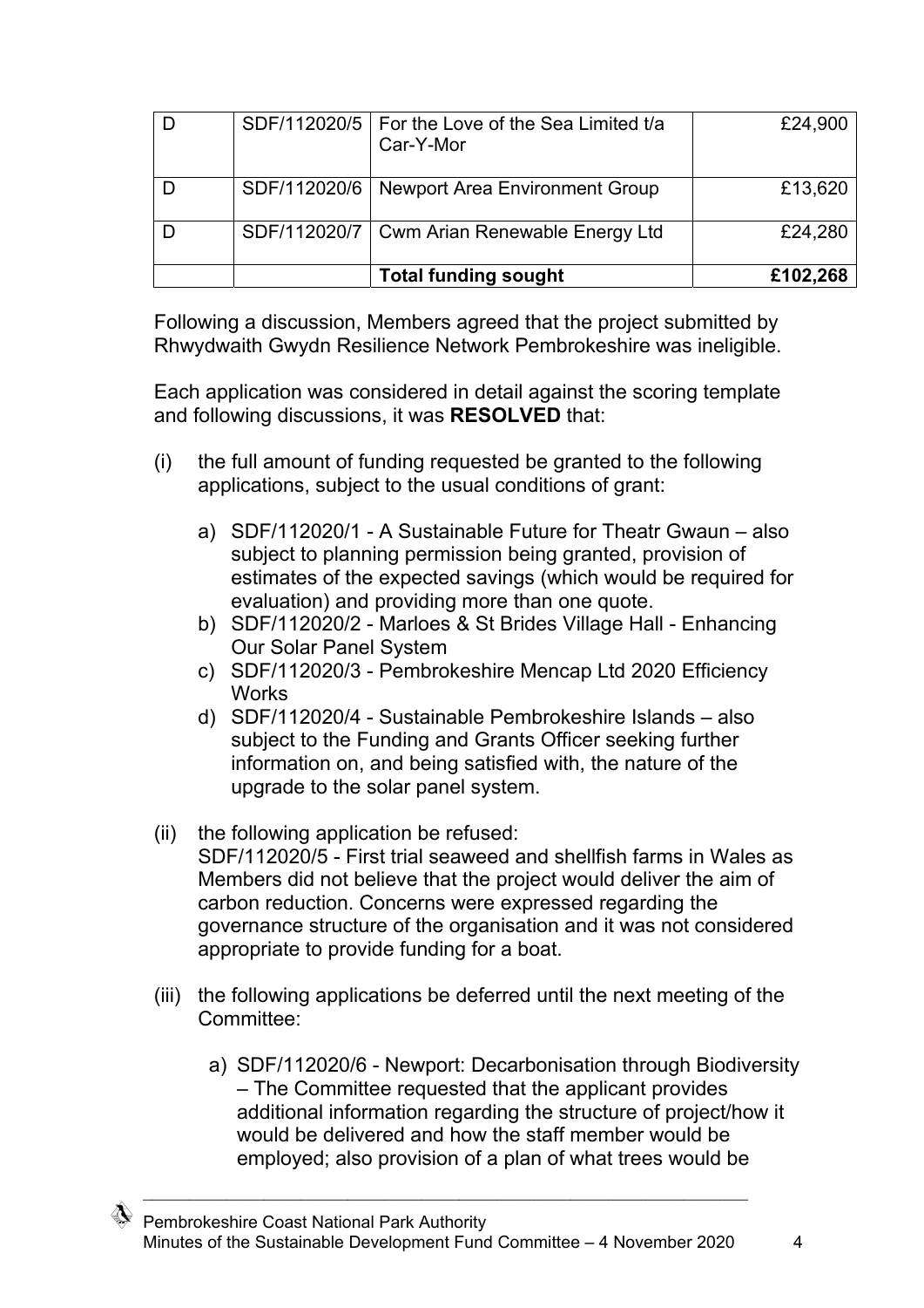| | | | |
|---|---|---|---|
| D | SDF/112020/5 | For the Love of the Sea Limited t/a Car-Y-Mor | £24,900 |
| D | SDF/112020/6 | Newport Area Environment Group | £13,620 |
| D | SDF/112020/7 | Cwm Arian Renewable Energy Ltd | £24,280 |
| | | **Total funding sought** | **£102,268** |

Following a discussion, Members agreed that the project submitted by Rhwydwaith Gwydn Resilience Network Pembrokeshire was ineligible.

Each application was considered in detail against the scoring template and following discussions, it was **RESOLVED** that:

(i) the full amount of funding requested be granted to the following applications, subject to the usual conditions of grant:

   a) SDF/112020/1 - A Sustainable Future for Theatr Gwaun – also subject to planning permission being granted, provision of estimates of the expected savings (which would be required for evaluation) and providing more than one quote.
   b) SDF/112020/2 - Marloes & St Brides Village Hall - Enhancing Our Solar Panel System
   c) SDF/112020/3 - Pembrokeshire Mencap Ltd 2020 Efficiency Works
   d) SDF/112020/4 - Sustainable Pembrokeshire Islands – also subject to the Funding and Grants Officer seeking further information on, and being satisfied with, the nature of the upgrade to the solar panel system.

(ii) the following application be refused:
SDF/112020/5 - First trial seaweed and shellfish farms in Wales as Members did not believe that the project would deliver the aim of carbon reduction. Concerns were expressed regarding the governance structure of the organisation and it was not considered appropriate to provide funding for a boat.

(iii) the following applications be deferred until the next meeting of the Committee:

   a) SDF/112020/6 - Newport: Decarbonisation through Biodiversity – The Committee requested that the applicant provides additional information regarding the structure of project/how it would be delivered and how the staff member would be employed; also provision of a plan of what trees would be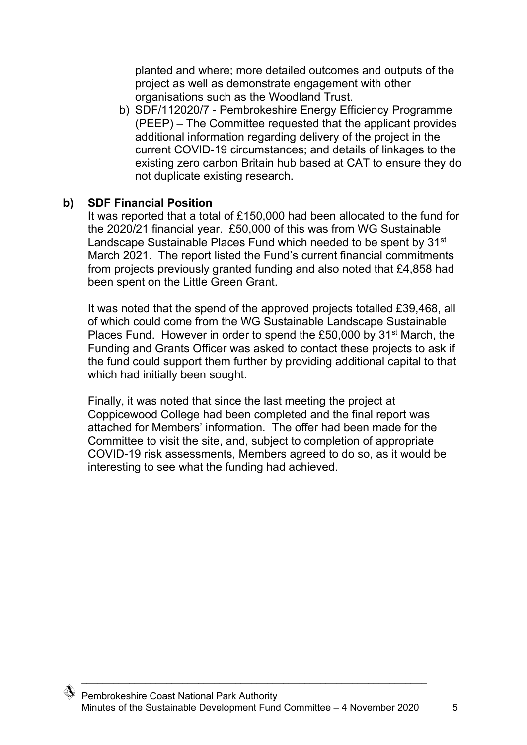planted and where; more detailed outcomes and outputs of the project as well as demonstrate engagement with other organisations such as the Woodland Trust.

b) SDF/112020/7 - Pembrokeshire Energy Efficiency Programme (PEEP) – The Committee requested that the applicant provides additional information regarding delivery of the project in the current COVID-19 circumstances; and details of linkages to the existing zero carbon Britain hub based at CAT to ensure they do not duplicate existing research.

**b) SDF Financial Position**

It was reported that a total of £150,000 had been allocated to the fund for the 2020/21 financial year. £50,000 of this was from WG Sustainable Landscape Sustainable Places Fund which needed to be spent by 31st March 2021. The report listed the Fund's current financial commitments from projects previously granted funding and also noted that £4,858 had been spent on the Little Green Grant.

It was noted that the spend of the approved projects totalled £39,468, all of which could come from the WG Sustainable Landscape Sustainable Places Fund. However in order to spend the £50,000 by 31st March, the Funding and Grants Officer was asked to contact these projects to ask if the fund could support them further by providing additional capital to that which had initially been sought.

Finally, it was noted that since the last meeting the project at Coppicewood College had been completed and the final report was attached for Members' information. The offer had been made for the Committee to visit the site, and, subject to completion of appropriate COVID-19 risk assessments, Members agreed to do so, as it would be interesting to see what the funding had achieved.